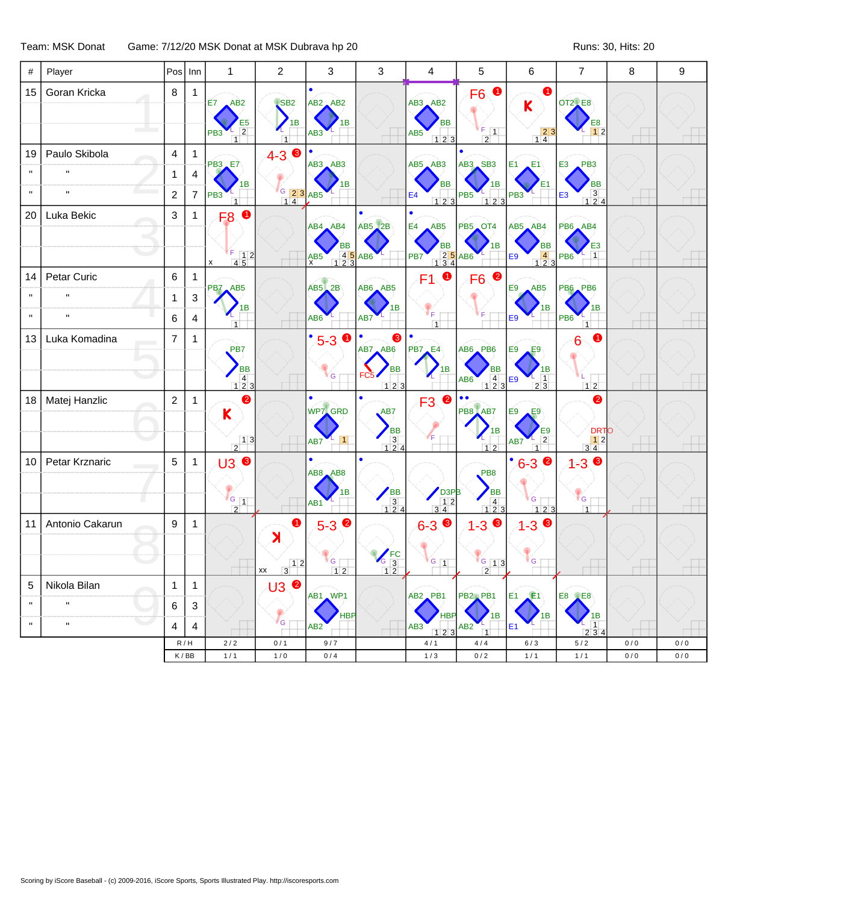Team: MSK Donat Game: 7/12/20 MSK Donat at MSK Dubrava hp 20 Runs: 30, Hits: 20

| # | Player | Pos | Inn | 1 | 2 | 3 | 3 | 4 | 5 | 6 | 7 | 8 | 9 |
|---|---|---|---|---|---|---|---|---|---|---|---|---|---|
| 15 | Goran Kricka | 8 | 1 | E7 AB2 E5 PB3 1 2 | SB2 1B 1 | AB2 AB2 1B AB3 | | AB3 AB2 BB AB5 1 2 3 | F6 ❶ F 1 2 | K ❶ 2 3 1 4 | OT2 E8 E8 1 2 | | |
| 19 | Paulo Skibola | 4 | 1 | PB3 E7 1B PB3 1 | 4-3 ❸ G 2 3 1 4 | AB3 AB3 1B AB5 | | AB5 AB3 BB E4 1 2 3 | AB3 SB3 1B PB5 1 2 3 | E1 E1 E1 PB3 | E3 PB3 BB E3 3 1 2 4 | | |
| " | " | 1 | 4 | | | | | | | | | | |
| " | " | 2 | 7 | | | | | | | | | | |
| 20 | Luka Bekic | 3 | 1 | F8 ❶ F 1 2 x 4 5 | | AB4 AB4 BB AB5 4 5 x 1 2 3 | AB5 2B AB6 | E4 AB5 BB PB7 2 5 1 3 4 | PB5 OT4 1B AB6 | AB5 AB4 BB E9 4 1 2 3 | PB6 AB4 E3 PB6 1 | | |
| 14 | Petar Curic | 6 | 1 | PB7 AB5 1B 1 | | AB5 2B AB6 | AB6 AB5 1B AB7 | F1 ❶ F 1 | F6 ❷ F | E9 AB5 1B E9 | PB6 PB6 1B PB6 1 | | |
| " | " | 1 | 3 | | | | | | | | | | |
| " | " | 6 | 4 | | | | | | | | | | |
| 13 | Luka Komadina | 7 | 1 | PB7 BB 4 1 2 3 | | 5-3 ❶ G | ❸ AB7 AB6 BB FC5 1 2 3 | PB7 E4 1B | AB6 PB6 BB AB6 4 1 2 3 | E9 E9 1B E9 1 2 3 | 6 ❶ 1 2 | | |
| 18 | Matej Hanzlic | 2 | 1 | K ❷ 1 3 2 | | WP7 GRD AB7 1 | AB7 BB 3 1 2 4 | F3 ❷ F | PB8 AB7 1B 1 2 | E9 E9 E9 AB7 2 1 | ❷ DRTO 1 2 3 4 | | |
| 10 | Petar Krznaric | 5 | 1 | U3 ❸ G 1 2 | | AB8 AB8 1B AB1 | BB 3 1 2 4 | D3PB 1 2 3 4 | PB8 BB 4 1 2 3 | 6-3 ❷ G 1 2 3 | 1-3 ❸ G 1 | | |
| 11 | Antonio Cakarun | 9 | 1 | | K ❶ 1 2 xx 3 | 5-3 ❷ G 1 2 | FC G 3 1 2 | 6-3 ❸ G 1 | 1-3 ❸ G 1 3 2 | 1-3 ❸ G | | | |
| 5 | Nikola Bilan | 1 | 1 | | U3 ❷ G | AB1 WP1 HBP AB2 | | AB2 PB1 HBP AB3 1 2 3 | PB2 PB1 1B AB2 1 | E1 E1 1B E1 | E8 E8 1B 1 2 3 4 | | |
| " | " | 6 | 3 | | | | | | | | | | |
| " | " | 4 | 4 | | | | | | | | | | |
| | | R / H | | 2 / 2 | 0 / 1 | 9 / 7 | | 4 / 1 | 4 / 4 | 6 / 3 | 5 / 2 | 0 / 0 | 0 / 0 |
| | | K / BB | | 1 / 1 | 1 / 0 | 0 / 4 | | 1 / 3 | 0 / 2 | 1 / 1 | 1 / 1 | 0 / 0 | 0 / 0 |

Scoring by iScore Baseball - (c) 2009-2016, iScore Sports, Sports Illustrated Play. http://iscoresports.com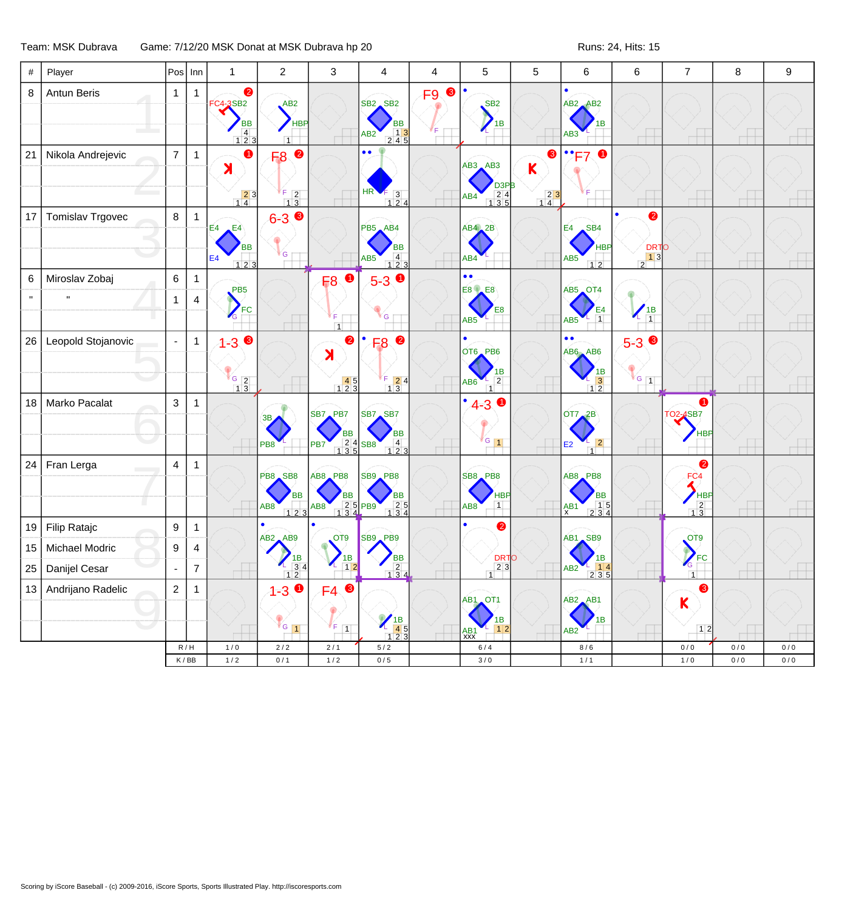Team: MSK Dubrava Game: 7/12/20 MSK Donat at MSK Dubrava hp 20 Runs: 24, Hits: 15

| # | Player | Pos | Inn | 1 | 2 | 3 | 4 | 4 | 5 | 5 | 6 | 6 | 7 | 8 | 9 |
|---|---|---|---|---|---|---|---|---|---|---|---|---|---|---|---|
| 8 | Antun Beris | 1 | 1 | FC4-3 SB2 BB 4 1 2 3 (2) | AB2 HBP 1 | | SB2 SB2 BB AB2 1 3 2 4 5 | F9 (3) F | SB2 1B L | | AB2 AB2 1B AB3 L | | | | |
| 21 | Nikola Andrejevic | 7 | 1 | K (1) 2 3 1 4 | F8 (2) F 2 1 3 | | HR F 3 1 2 4 | | AB3 AB3 D3PB AB4 2 4 1 3 5 | K (3) 2 3 1 4 | F7 (1) F | | | | |
| 17 | Tomislav Trgovec | 8 | 1 | E4 E4 BB E4 1 2 3 | 6-3 (3) G | | PB5 AB4 BB AB5 4 1 2 3 | | AB4 2B AB4 L | | E4 SB4 HBP AB5 1 2 | DRTO (2) 1 3 2 | | | |
| 6 | Miroslav Zobaj | 6 | 1 | PB5 FC G | | F8 (1) F 1 | 5-3 (1) G | | E8 E8 E8 AB5 L | | AB5 OT4 E4 AB5 L 1 | 1B L 1 | | | |
| " | " | 1 | 4 | | | | | | | | | | | | |
| 26 | Leopold Stojanovic | - | 1 | 1-3 (3) G 2 1 3 | | K (2) 4 5 1 2 3 | F8 (2) F 2 4 1 3 | | OT6 PB6 1B AB6 L 2 1 | | AB6 AB6 1B L 3 1 2 | 5-3 (3) G 1 | | | |
| 18 | Marko Pacalat | 3 | 1 | | 3B PB8 L | SB7 PB7 BB PB7 2 4 1 3 5 | SB7 SB7 BB SB8 4 1 2 3 | | 4-3 (1) G 1 | | OT7 2B E2 L 2 1 | | TO2-4 SB7 HBP (1) | | |
| 24 | Fran Lerga | 4 | 1 | | PB8 SB8 BB AB8 1 2 3 | AB8 PB8 BB AB8 2 5 1 3 4 | SB9 PB8 BB PB9 2 5 1 3 4 | | SB8 PB8 HBP AB8 1 | | AB8 PB8 BB AB1 x 1 5 2 3 4 | | FC4 HBP (2) 2 1 3 | | |
| 19 | Filip Ratajc | 9 | 1 | | AB2 AB9 1B L 3 4 1 2 | OT9 1B L 1 2 | SB9 PB9 BB 2 1 3 4 | | DRTO (2) 2 3 1 | | AB1 SB9 1B AB2 L 1 4 2 3 5 | | OT9 FC G 1 | | |
| 15 | Michael Modric | 9 | 4 | | | | | | | | | | | | |
| 25 | Danijel Cesar | - | 7 | | | | | | | | | | | | |
| 13 | Andrijano Radelic | 2 | 1 | | 1-3 (1) G 1 | F4 (3) F 1 | 1B L 4 5 1 2 3 | | AB1 OT1 1B AB1 xxx L 1 2 | | AB2 AB1 1B AB2 L | | K (3) 1 2 | | |
| | | R / H | | 1 / 0 | 2 / 2 | 2 / 1 | 5 / 2 | | 6 / 4 | | 8 / 6 | | 0 / 0 | 0 / 0 | 0 / 0 |
| | | K / BB | | 1 / 2 | 0 / 1 | 1 / 2 | 0 / 5 | | 3 / 0 | | 1 / 1 | | 1 / 0 | 0 / 0 | 0 / 0 |

Scoring by iScore Baseball - (c) 2009-2016, iScore Sports, Sports Illustrated Play. http://iscoresports.com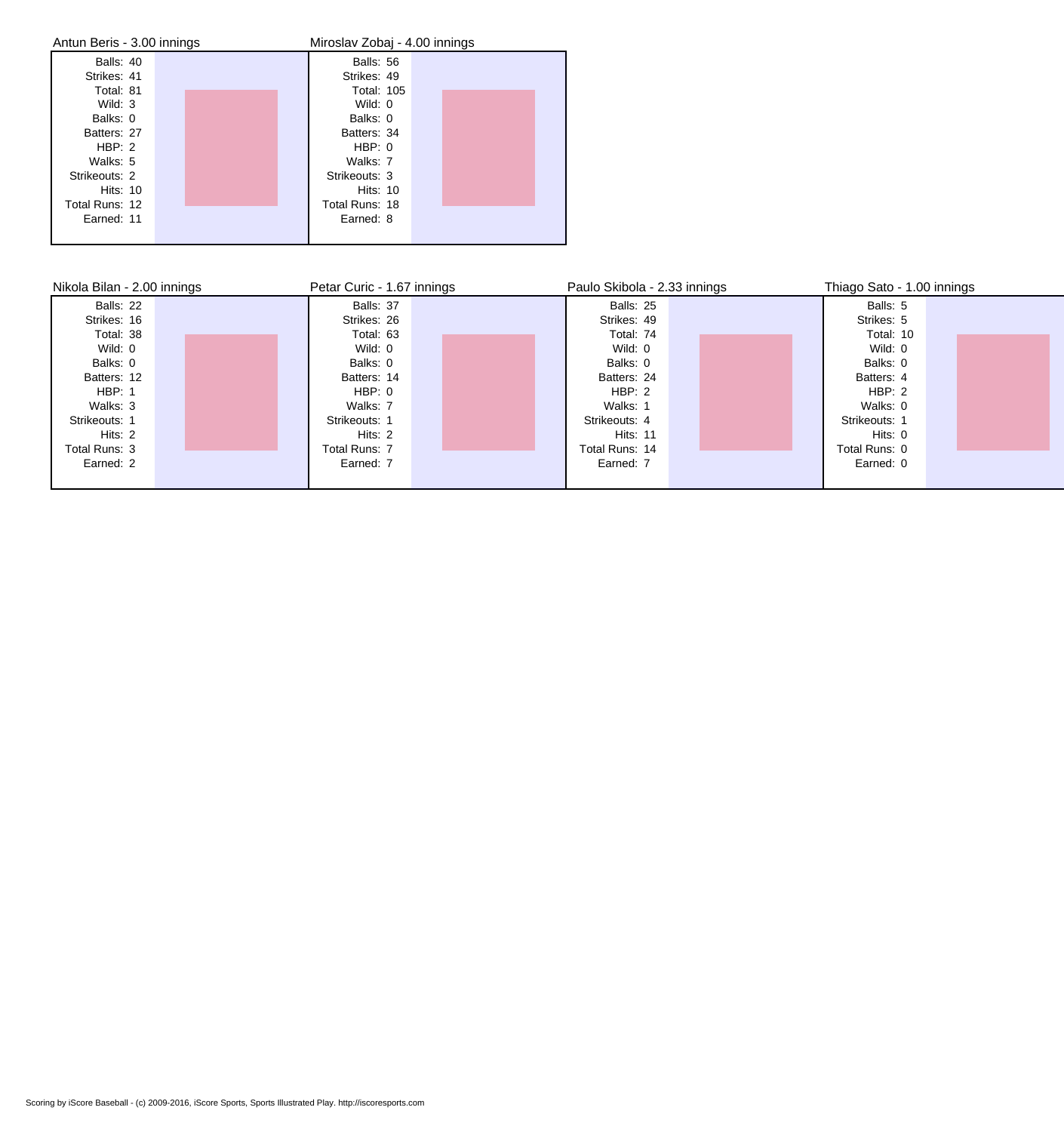## Antun Beris - 3.00 innings

| | |
|---|---|
| Balls: | 40 |
| Strikes: | 41 |
| Total: | 81 |
| Wild: | 3 |
| Balks: | 0 |
| Batters: | 27 |
| HBP: | 2 |
| Walks: | 5 |
| Strikeouts: | 2 |
| Hits: | 10 |
| Total Runs: | 12 |
| Earned: | 11 |

## Miroslav Zobaj - 4.00 innings

| | |
|---|---|
| Balls: | 56 |
| Strikes: | 49 |
| Total: | 105 |
| Wild: | 0 |
| Balks: | 0 |
| Batters: | 34 |
| HBP: | 0 |
| Walks: | 7 |
| Strikeouts: | 3 |
| Hits: | 10 |
| Total Runs: | 18 |
| Earned: | 8 |

## Nikola Bilan - 2.00 innings

| | |
|---|---|
| Balls: | 22 |
| Strikes: | 16 |
| Total: | 38 |
| Wild: | 0 |
| Balks: | 0 |
| Batters: | 12 |
| HBP: | 1 |
| Walks: | 3 |
| Strikeouts: | 1 |
| Hits: | 2 |
| Total Runs: | 3 |
| Earned: | 2 |

## Petar Curic - 1.67 innings

| | |
|---|---|
| Balls: | 37 |
| Strikes: | 26 |
| Total: | 63 |
| Wild: | 0 |
| Balks: | 0 |
| Batters: | 14 |
| HBP: | 0 |
| Walks: | 7 |
| Strikeouts: | 1 |
| Hits: | 2 |
| Total Runs: | 7 |
| Earned: | 7 |

## Paulo Skibola - 2.33 innings

| | |
|---|---|
| Balls: | 25 |
| Strikes: | 49 |
| Total: | 74 |
| Wild: | 0 |
| Balks: | 0 |
| Batters: | 24 |
| HBP: | 2 |
| Walks: | 1 |
| Strikeouts: | 4 |
| Hits: | 11 |
| Total Runs: | 14 |
| Earned: | 7 |

## Thiago Sato - 1.00 innings

| | |
|---|---|
| Balls: | 5 |
| Strikes: | 5 |
| Total: | 10 |
| Wild: | 0 |
| Balks: | 0 |
| Batters: | 4 |
| HBP: | 2 |
| Walks: | 0 |
| Strikeouts: | 1 |
| Hits: | 0 |
| Total Runs: | 0 |
| Earned: | 0 |

Scoring by iScore Baseball - (c) 2009-2016, iScore Sports, Sports Illustrated Play. http://iscoresports.com